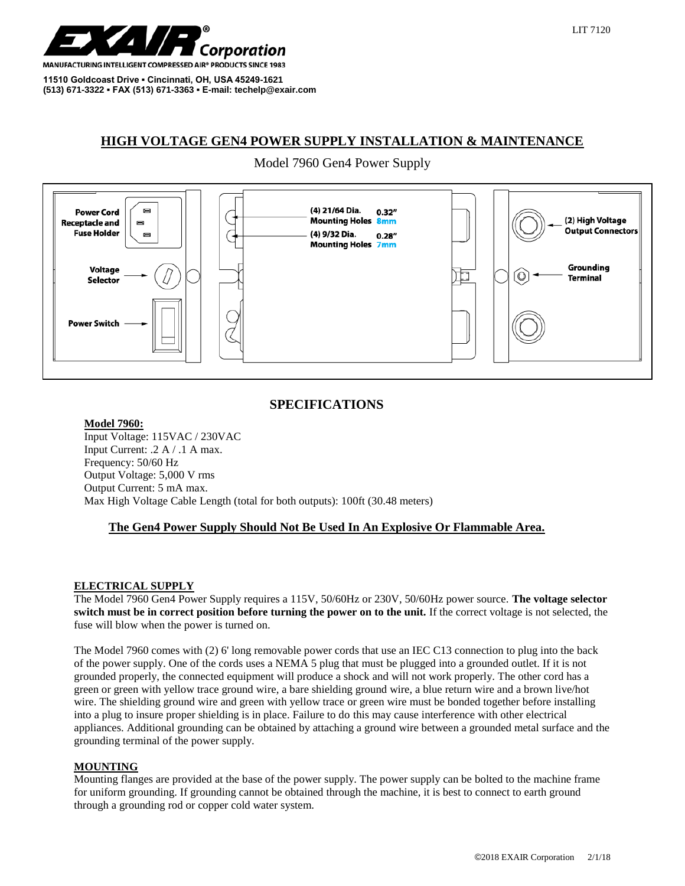**EXAIR® Corporation**

MANUFACTURING INTELLIGENT COMPRESSED AIR® PRODUCTS SINCE 1983

**11510 Goldcoast Drive ▪ Cincinnati, OH, USA 45249-1621**
**(513) 671-3322 ▪ FAX (513) 671-3363 ▪ E-mail: techelp@exair.com**

LIT 7120

# HIGH VOLTAGE GEN4 POWER SUPPLY INSTALLATION & MAINTENANCE

Model 7960 Gen4 Power Supply

Power Cord Receptacle and Fuse Holder

Voltage Selector

Power Switch

(4) 21/64 Dia. Mounting Holes 0.32" 8mm

(4) 9/32 Dia. Mounting Holes 0.28" 7mm

(2) High Voltage Output Connectors

Grounding Terminal

## SPECIFICATIONS

**Model 7960:**
Input Voltage: 115VAC / 230VAC
Input Current: .2 A / .1 A max.
Frequency: 50/60 Hz
Output Voltage: 5,000 V rms
Output Current: 5 mA max.
Max High Voltage Cable Length (total for both outputs): 100ft (30.48 meters)

**The Gen4 Power Supply Should Not Be Used In An Explosive Or Flammable Area.**

### ELECTRICAL SUPPLY

The Model 7960 Gen4 Power Supply requires a 115V, 50/60Hz or 230V, 50/60Hz power source. **The voltage selector switch must be in correct position before turning the power on to the unit.** If the correct voltage is not selected, the fuse will blow when the power is turned on.

The Model 7960 comes with (2) 6' long removable power cords that use an IEC C13 connection to plug into the back of the power supply. One of the cords uses a NEMA 5 plug that must be plugged into a grounded outlet. If it is not grounded properly, the connected equipment will produce a shock and will not work properly. The other cord has a green or green with yellow trace ground wire, a bare shielding ground wire, a blue return wire and a brown live/hot wire. The shielding ground wire and green with yellow trace or green wire must be bonded together before installing into a plug to insure proper shielding is in place. Failure to do this may cause interference with other electrical appliances. Additional grounding can be obtained by attaching a ground wire between a grounded metal surface and the grounding terminal of the power supply.

### MOUNTING

Mounting flanges are provided at the base of the power supply. The power supply can be bolted to the machine frame for uniform grounding. If grounding cannot be obtained through the machine, it is best to connect to earth ground through a grounding rod or copper cold water system.

©2018 EXAIR Corporation 2/1/18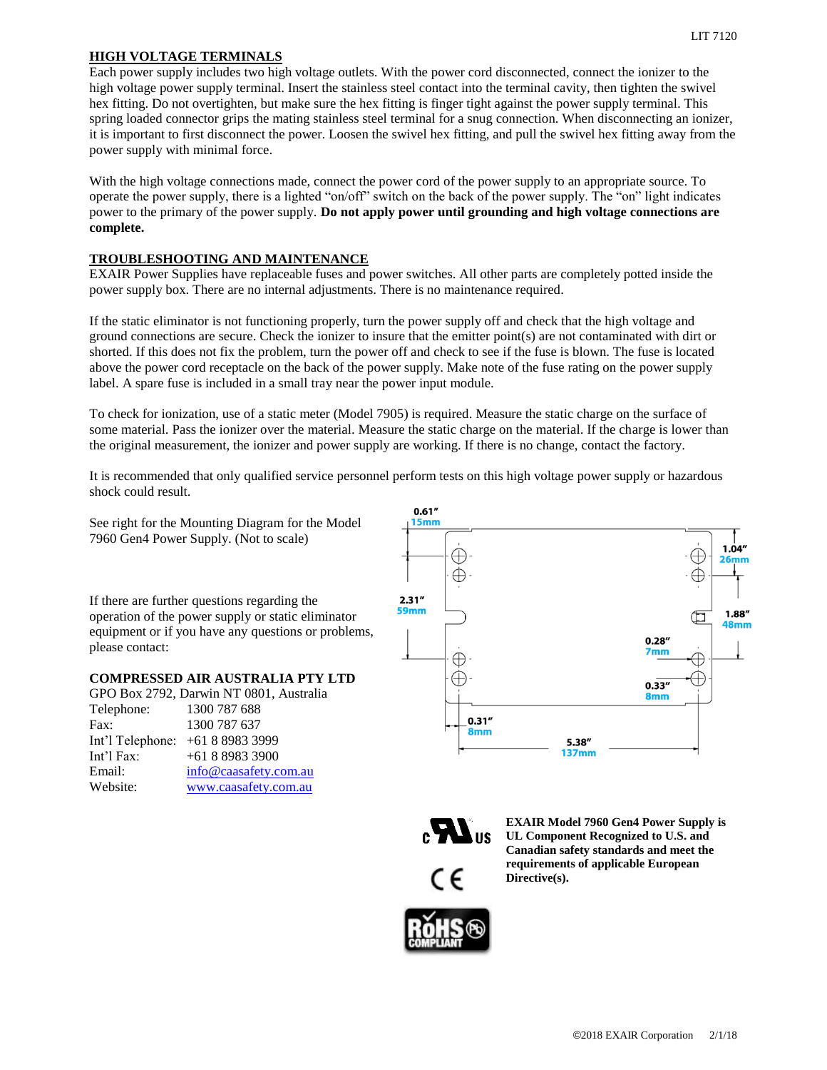## HIGH VOLTAGE TERMINALS

Each power supply includes two high voltage outlets. With the power cord disconnected, connect the ionizer to the high voltage power supply terminal. Insert the stainless steel contact into the terminal cavity, then tighten the swivel hex fitting. Do not overtighten, but make sure the hex fitting is finger tight against the power supply terminal. This spring loaded connector grips the mating stainless steel terminal for a snug connection. When disconnecting an ionizer, it is important to first disconnect the power. Loosen the swivel hex fitting, and pull the swivel hex fitting away from the power supply with minimal force.

With the high voltage connections made, connect the power cord of the power supply to an appropriate source. To operate the power supply, there is a lighted "on/off" switch on the back of the power supply. The "on" light indicates power to the primary of the power supply. **Do not apply power until grounding and high voltage connections are complete.**

## TROUBLESHOOTING AND MAINTENANCE

EXAIR Power Supplies have replaceable fuses and power switches. All other parts are completely potted inside the power supply box. There are no internal adjustments. There is no maintenance required.

If the static eliminator is not functioning properly, turn the power supply off and check that the high voltage and ground connections are secure. Check the ionizer to insure that the emitter point(s) are not contaminated with dirt or shorted. If this does not fix the problem, turn the power off and check to see if the fuse is blown. The fuse is located above the power cord receptacle on the back of the power supply. Make note of the fuse rating on the power supply label. A spare fuse is included in a small tray near the power input module.

To check for ionization, use of a static meter (Model 7905) is required. Measure the static charge on the surface of some material. Pass the ionizer over the material. Measure the static charge on the material. If the charge is lower than the original measurement, the ionizer and power supply are working. If there is no change, contact the factory.

It is recommended that only qualified service personnel perform tests on this high voltage power supply or hazardous shock could result.

See right for the Mounting Diagram for the Model 7960 Gen4 Power Supply. (Not to scale)

0.61"
15mm
1.04"
26mm
2.31"
59mm
1.88"
48mm
0.28"
7mm
0.33"
8mm
0.31"
8mm
5.38"
137mm

If there are further questions regarding the operation of the power supply or static eliminator equipment or if you have any questions or problems, please contact:

**COMPRESSED AIR AUSTRALIA PTY LTD**

GPO Box 2792, Darwin NT 0801, Australia

| | |
|---|---|
| Telephone: | 1300 787 688 |
| Fax: | 1300 787 637 |
| Int'l Telephone: | +61 8 8983 3999 |
| Int'l Fax: | +61 8 8983 3900 |
| Email: | info@caasafety.com.au |
| Website: | www.caasafety.com.au |

**EXAIR Model 7960 Gen4 Power Supply is UL Component Recognized to U.S. and Canadian safety standards and meet the requirements of applicable European Directive(s).**

©2018 EXAIR Corporation 2/1/18